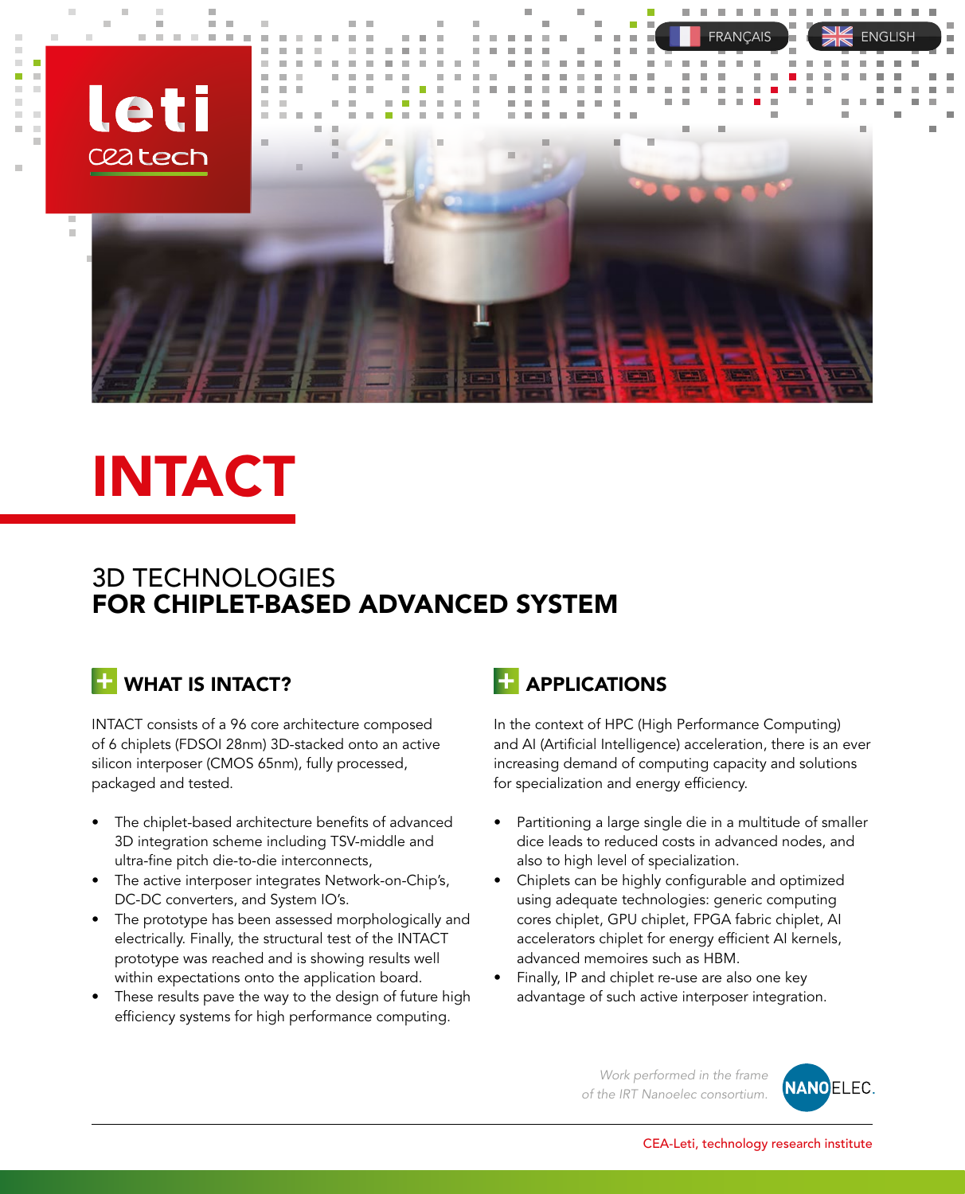FRANÇAIS ENGLISH

leti
cea tech

# INTACT

## 3D TECHNOLOGIES **FOR CHIPLET-BASED ADVANCED SYSTEM**

### WHAT IS INTACT?

INTACT consists of a 96 core architecture composed of 6 chiplets (FDSOI 28nm) 3D-stacked onto an active silicon interposer (CMOS 65nm), fully processed, packaged and tested.

- The chiplet-based architecture benefits of advanced 3D integration scheme including TSV-middle and ultra-fine pitch die-to-die interconnects,
- The active interposer integrates Network-on-Chip's, DC-DC converters, and System IO's.
- The prototype has been assessed morphologically and electrically. Finally, the structural test of the INTACT prototype was reached and is showing results well within expectations onto the application board.
- These results pave the way to the design of future high efficiency systems for high performance computing.

### APPLICATIONS

In the context of HPC (High Performance Computing) and AI (Artificial Intelligence) acceleration, there is an ever increasing demand of computing capacity and solutions for specialization and energy efficiency.

- Partitioning a large single die in a multitude of smaller dice leads to reduced costs in advanced nodes, and also to high level of specialization.
- Chiplets can be highly configurable and optimized using adequate technologies: generic computing cores chiplet, GPU chiplet, FPGA fabric chiplet, AI accelerators chiplet for energy efficient AI kernels, advanced memoires such as HBM.
- Finally, IP and chiplet re-use are also one key advantage of such active interposer integration.

*Work performed in the frame of the IRT Nanoelec consortium.*

NANOELEC.

CEA-Leti, technology research institute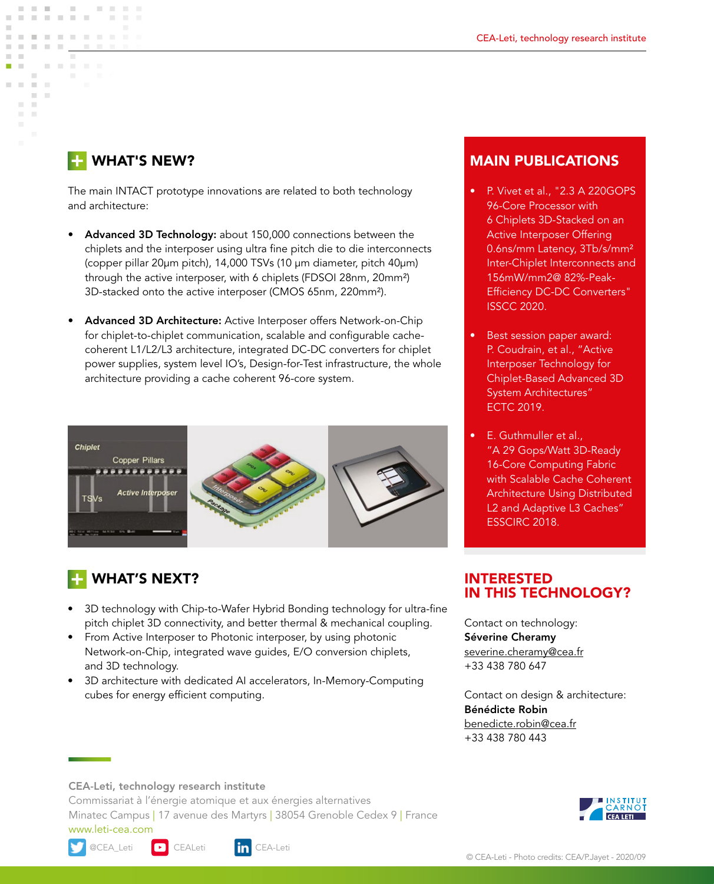## WHAT'S NEW?

The main INTACT prototype innovations are related to both technology and architecture:

- **Advanced 3D Technology:** about 150,000 connections between the chiplets and the interposer using ultra fine pitch die to die interconnects (copper pillar 20µm pitch), 14,000 TSVs (10 µm diameter, pitch 40µm) through the active interposer, with 6 chiplets (FDSOI 28nm, 20mm²) 3D-stacked onto the active interposer (CMOS 65nm, 220mm²).

- **Advanced 3D Architecture:** Active Interposer offers Network-on-Chip for chiplet-to-chiplet communication, scalable and configurable cache-coherent L1/L2/L3 architecture, integrated DC-DC converters for chiplet power supplies, system level IO's, Design-for-Test infrastructure, the whole architecture providing a cache coherent 96-core system.

Chiplet
Copper Pillars
TSVs
Active Interposer

## WHAT'S NEXT?

- 3D technology with Chip-to-Wafer Hybrid Bonding technology for ultra-fine pitch chiplet 3D connectivity, and better thermal & mechanical coupling.
- From Active Interposer to Photonic interposer, by using photonic Network-on-Chip, integrated wave guides, E/O conversion chiplets, and 3D technology.
- 3D architecture with dedicated AI accelerators, In-Memory-Computing cubes for energy efficient computing.

## MAIN PUBLICATIONS

- P. Vivet et al., "2.3 A 220GOPS 96-Core Processor with 6 Chiplets 3D-Stacked on an Active Interposer Offering 0.6ns/mm Latency, 3Tb/s/mm² Inter-Chiplet Interconnects and 156mW/mm2@ 82%-Peak-Efficiency DC-DC Converters" ISSCC 2020.

- Best session paper award: P. Coudrain, et al., "Active Interposer Technology for Chiplet-Based Advanced 3D System Architectures" ECTC 2019.

- E. Guthmuller et al., "A 29 Gops/Watt 3D-Ready 16-Core Computing Fabric with Scalable Cache Coherent Architecture Using Distributed L2 and Adaptive L3 Caches" ESSCIRC 2018.

## INTERESTED IN THIS TECHNOLOGY?

Contact on technology:
**Séverine Cheramy**
severine.cheramy@cea.fr
+33 438 780 647

Contact on design & architecture:
**Bénédicte Robin**
benedicte.robin@cea.fr
+33 438 780 443

**CEA-Leti, technology research institute**
Commissariat à l'énergie atomique et aux énergies alternatives
Minatec Campus | 17 avenue des Martyrs | 38054 Grenoble Cedex 9 | France
www.leti-cea.com

@CEA_Leti CEALeti CEA-Leti

© CEA-Leti - Photo credits: CEA/P.Jayet - 2020/09